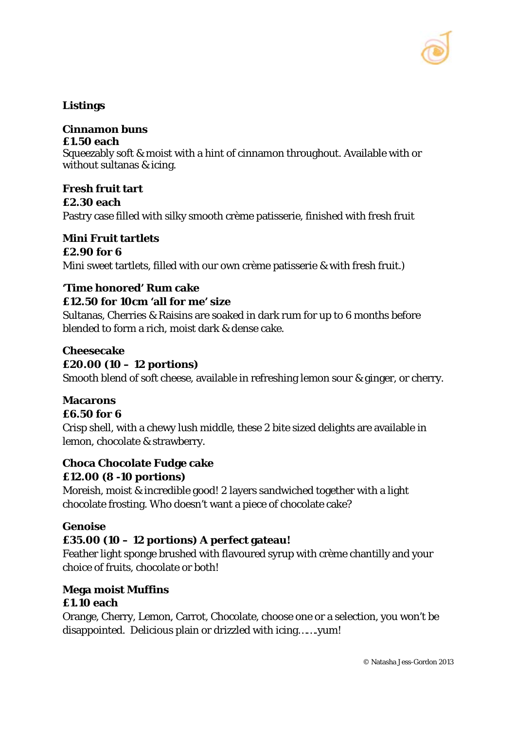## Listings

**Cinnamon buns**
**£1.50 each**
Squeezably soft & moist with a hint of cinnamon throughout. Available with or without sultanas & icing.

**Fresh fruit tart**
**£2.30 each**
Pastry case filled with silky smooth crème patisserie, finished with fresh fruit

**Mini Fruit tartlets**
**£2.90 for 6**
Mini sweet tartlets, filled with our own crème patisserie & with fresh fruit.)

**'Time honored' Rum cake**
**£12.50 for 10cm 'all for me' size**
Sultanas, Cherries & Raisins are soaked in dark rum for up to 6 months before blended to form a rich, moist dark & dense cake.

**Cheesecake**
**£20.00 (10 – 12 portions)**
Smooth blend of soft cheese, available in refreshing lemon sour & ginger, or cherry.

**Macarons**
**£6.50 for 6**
Crisp shell, with a chewy lush middle, these 2 bite sized delights are available in lemon, chocolate & strawberry.

**Choca Chocolate Fudge cake**
**£12.00 (8 -10 portions)**
Moreish, moist & incredible good! 2 layers sandwiched together with a light chocolate frosting. Who doesn't want a piece of chocolate cake?

**Genoise**
**£35.00 (10 – 12 portions) A perfect gateau!**
Feather light sponge brushed with flavoured syrup with crème chantilly and your choice of fruits, chocolate or both!

**Mega moist Muffins**
**£1.10 each**
Orange, Cherry, Lemon, Carrot, Chocolate, choose one or a selection, you won't be disappointed. Delicious plain or drizzled with icing…….yum!

© Natasha Jess-Gordon 2013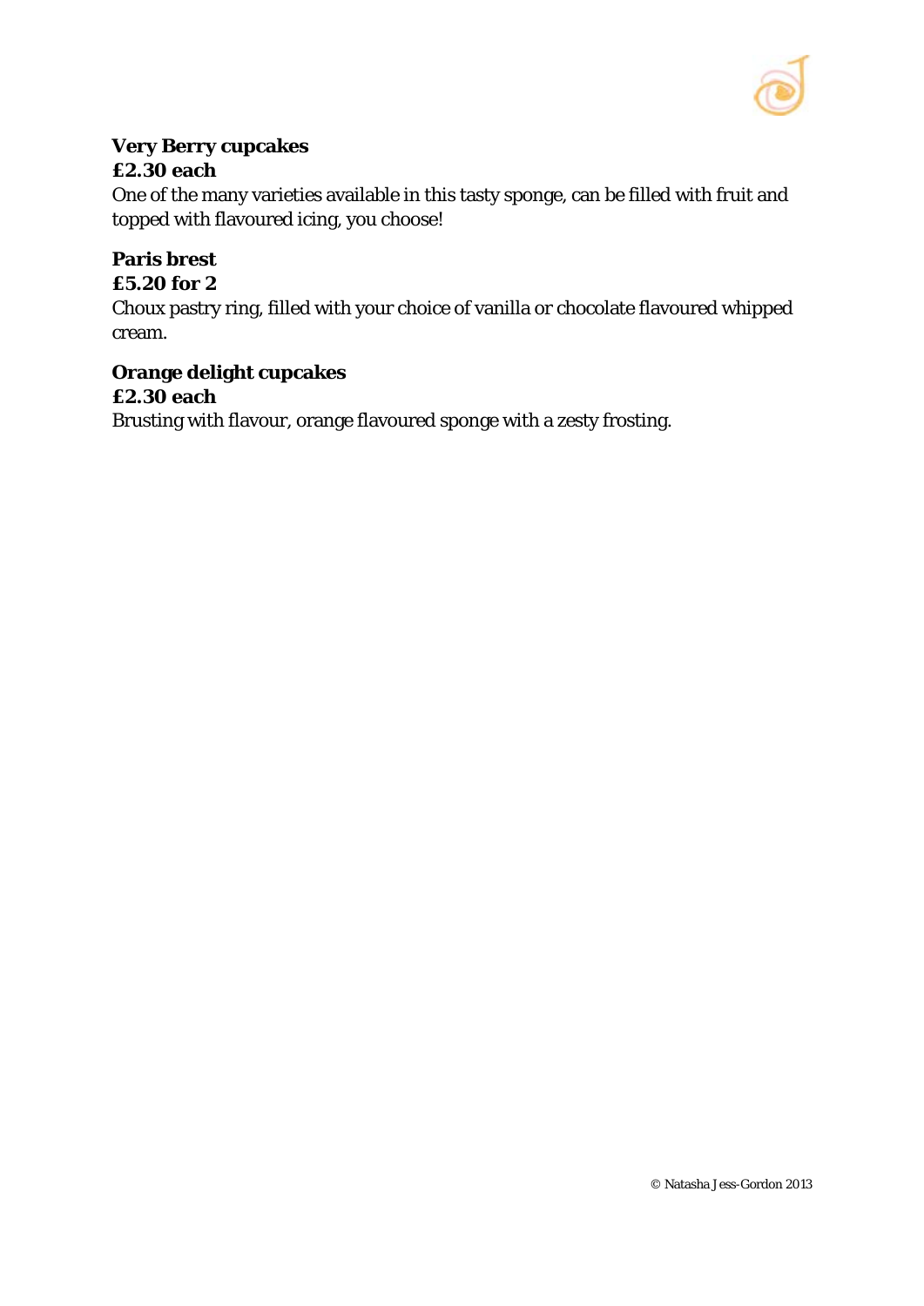**Very Berry cupcakes**
**£2.30 each**
One of the many varieties available in this tasty sponge, can be filled with fruit and topped with flavoured icing, you choose!

**Paris brest**
**£5.20 for 2**
Choux pastry ring, filled with your choice of vanilla or chocolate flavoured whipped cream.

**Orange delight cupcakes**
**£2.30 each**
Brusting with flavour, orange flavoured sponge with a zesty frosting.

© Natasha Jess-Gordon 2013